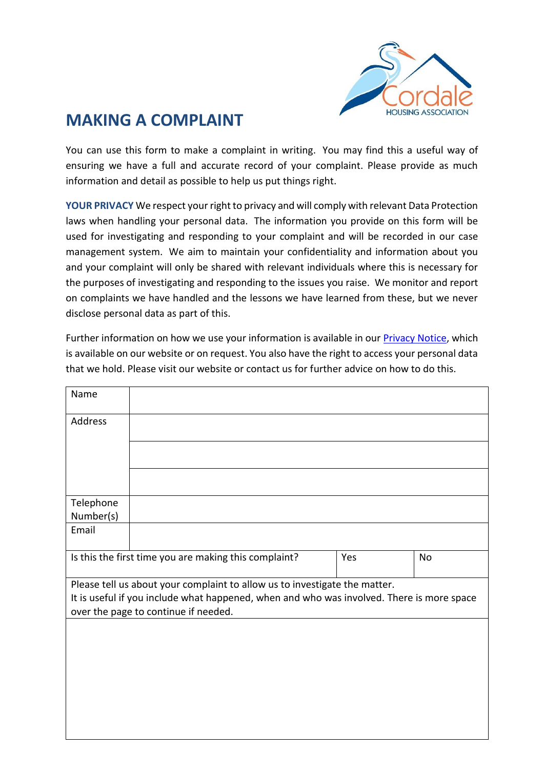# MAKING A COMPLAINT

You can use this form to make a complaint in writing. You may find this a useful way of ensuring we have a full and accurate record of your complaint. Please provide as much information and detail as possible to help us put things right.

**YOUR PRIVACY** We respect your right to privacy and will comply with relevant Data Protection laws when handling your personal data. The information you provide on this form will be used for investigating and responding to your complaint and will be recorded in our case management system. We aim to maintain your confidentiality and information about you and your complaint will only be shared with relevant individuals where this is necessary for the purposes of investigating and responding to the issues you raise. We monitor and report on complaints we have handled and the lessons we have learned from these, but we never disclose personal data as part of this.

Further information on how we use your information is available in our Privacy Notice, which is available on our website or on request. You also have the right to access your personal data that we hold. Please visit our website or contact us for further advice on how to do this.

| Name | | | |
|---|---|---|---|
| Address | | | |
| | | | |
| | | | |
| Telephone Number(s) | | | |
| Email | | | |
| Is this the first time you are making this complaint? | | Yes | No |

| Please tell us about your complaint to allow us to investigate the matter.<br>It is useful if you include what happened, when and who was involved. There is more space over the page to continue if needed. |
|---|
| |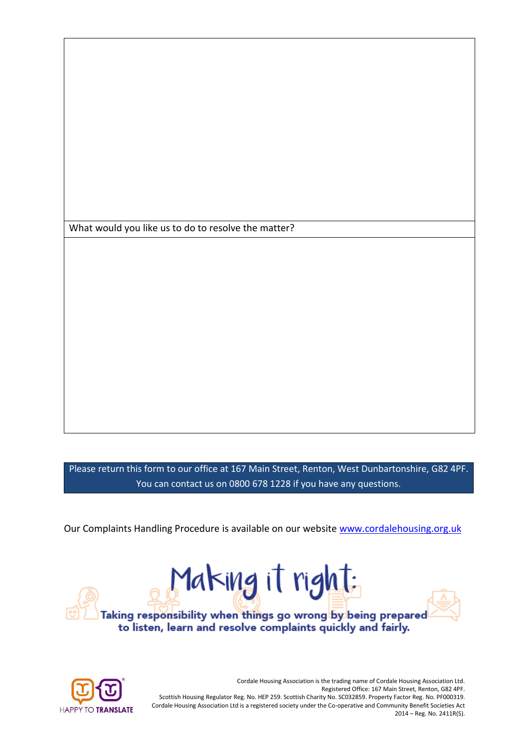| What would you like us to do to resolve the matter? |
| --- |
| |

Please return this form to our office at 167 Main Street, Renton, West Dunbartonshire, G82 4PF. You can contact us on 0800 678 1228 if you have any questions.

Our Complaints Handling Procedure is available on our website [www.cordalehousing.org.uk](http://www.cordalehousing.org.uk)

Making it right:

Taking responsibility when things go wrong by being prepared to listen, learn and resolve complaints quickly and fairly.

HAPPY TO TRANSLATE

Cordale Housing Association is the trading name of Cordale Housing Association Ltd. Registered Office: 167 Main Street, Renton, G82 4PF. Scottish Housing Regulator Reg. No. HEP 259. Scottish Charity No. SC032859. Property Factor Reg. No. PF000319. Cordale Housing Association Ltd is a registered society under the Co-operative and Community Benefit Societies Act 2014 – Reg. No. 2411R(S).